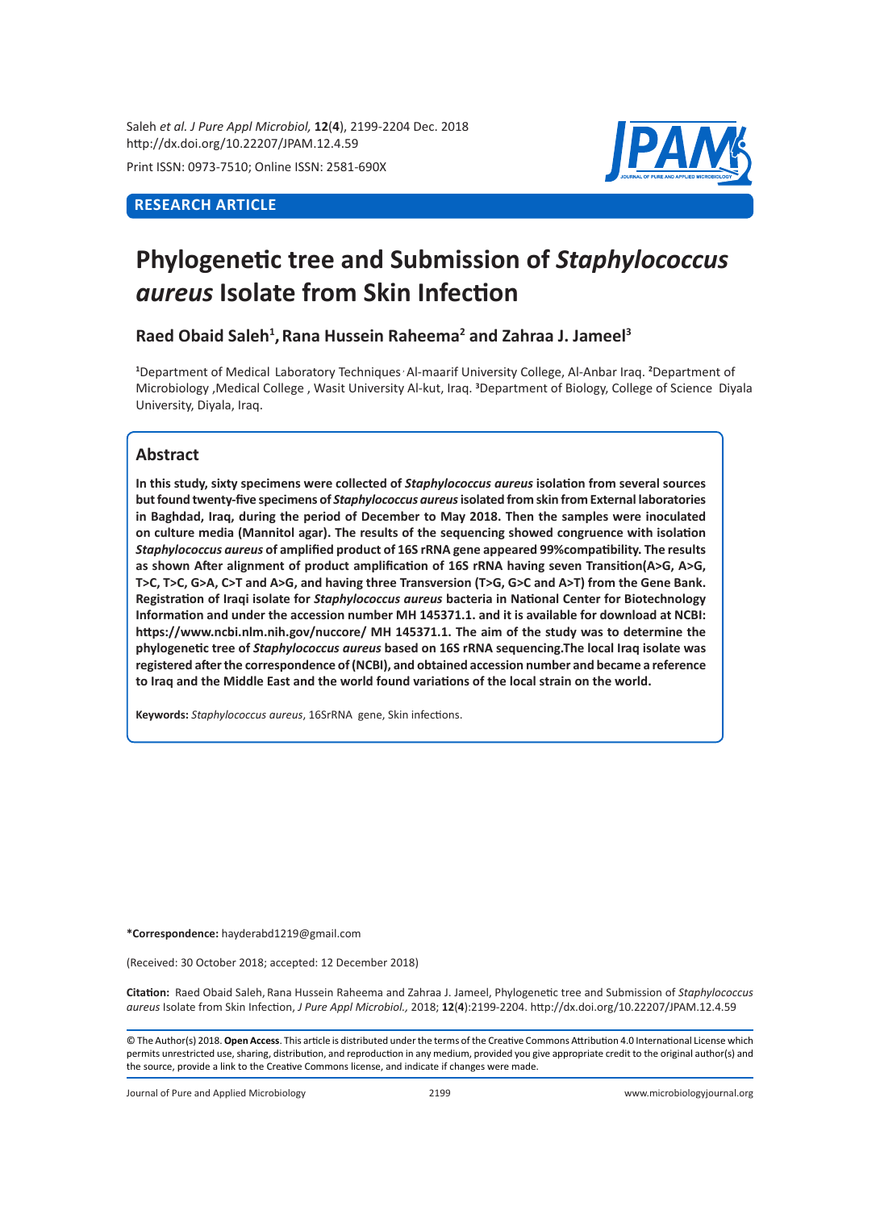RESEARCH ARTICLE

# Phylogenetic tree and Submission of *Staphylococcus aureus* Isolate from Skin Infection

**Raed Obaid Saleh[1], Rana Hussein Raheema[2] and Zahraa J. Jameel[3]**

[1]Department of Medical Laboratory Techniques, Al-maarif University College, Al-Anbar Iraq. [2]Department of Microbiology ,Medical College , Wasit University Al-kut, Iraq. [3]Department of Biology, College of Science Diyala University, Diyala, Iraq.

## Abstract

**In this study, sixty specimens were collected of *Staphylococcus aureus* isolation from several sources but found twenty-five specimens of *Staphylococcus aureus* isolated from skin from External laboratories in Baghdad, Iraq, during the period of December to May 2018. Then the samples were inoculated on culture media (Mannitol agar). The results of the sequencing showed congruence with isolation *Staphylococcus aureus* of amplified product of 16S rRNA gene appeared 99%compatibility. The results as shown After alignment of product amplification of 16S rRNA having seven Transition(A>G, A>G, T>C, T>C, G>A, C>T and A>G, and having three Transversion (T>G, G>C and A>T) from the Gene Bank. Registration of Iraqi isolate for *Staphylococcus aureus* bacteria in National Center for Biotechnology Information and under the accession number MH 145371.1. and it is available for download at NCBI: https://www.ncbi.nlm.nih.gov/nuccore/ MH 145371.1. The aim of the study was to determine the phylogenetic tree of *Staphylococcus aureus* based on 16S rRNA sequencing.The local Iraq isolate was registered after the correspondence of (NCBI), and obtained accession number and became a reference to Iraq and the Middle East and the world found variations of the local strain on the world.**

**Keywords:** *Staphylococcus aureus*, 16SrRNA gene, Skin infections.

**\*Correspondence:** hayderabd1219@gmail.com

(Received: 30 October 2018; accepted: 12 December 2018)

**Citation:** Raed Obaid Saleh, Rana Hussein Raheema and Zahraa J. Jameel, Phylogenetic tree and Submission of *Staphylococcus aureus* Isolate from Skin Infection, *J Pure Appl Microbiol.,* 2018; **12**(**4**):2199-2204. http://dx.doi.org/10.22207/JPAM.12.4.59

© The Author(s) 2018. **Open Access**. This article is distributed under the terms of the Creative Commons Attribution 4.0 International License which permits unrestricted use, sharing, distribution, and reproduction in any medium, provided you give appropriate credit to the original author(s) and the source, provide a link to the Creative Commons license, and indicate if changes were made.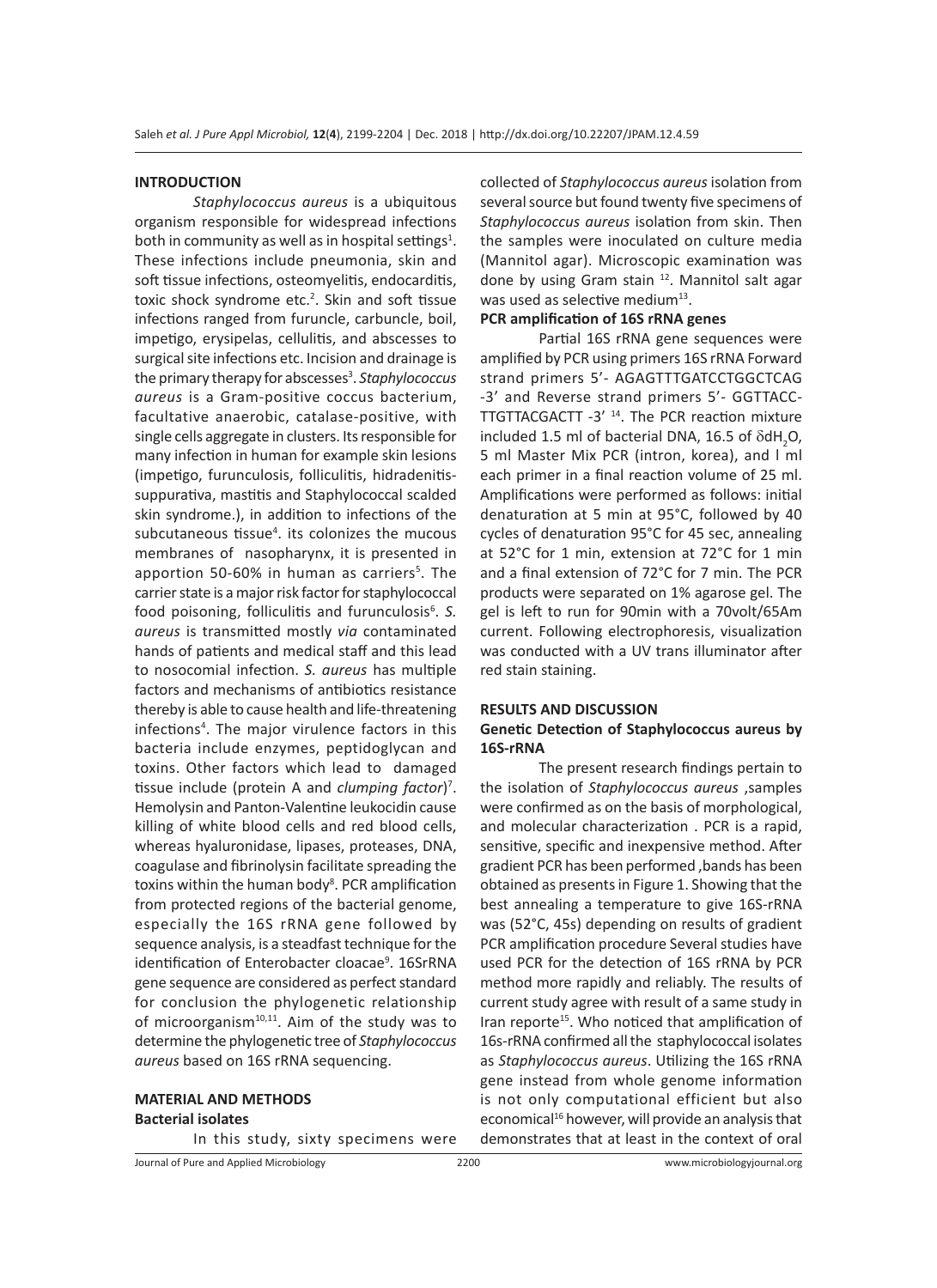## INTRODUCTION

*Staphylococcus aureus* is a ubiquitous organism responsible for widespread infections both in community as well as in hospital settings[1]. These infections include pneumonia, skin and soft tissue infections, osteomyelitis, endocarditis, toxic shock syndrome etc.[2]. Skin and soft tissue infections ranged from furuncle, carbuncle, boil, impetigo, erysipelas, cellulitis, and abscesses to surgical site infections etc. Incision and drainage is the primary therapy for abscesses[3]. *Staphylococcus aureus* is a Gram-positive coccus bacterium, facultative anaerobic, catalase-positive, with single cells aggregate in clusters. Its responsible for many infection in human for example skin lesions (impetigo, furunculosis, folliculitis, hidradenitis-suppurativa, mastitis and Staphylococcal scalded skin syndrome.), in addition to infections of the subcutaneous tissue[4]. its colonizes the mucous membranes of nasopharynx, it is presented in apportion 50-60% in human as carriers[5]. The carrier state is a major risk factor for staphylococcal food poisoning, folliculitis and furunculosis[6]. *S. aureus* is transmitted mostly *via* contaminated hands of patients and medical staff and this lead to nosocomial infection. *S. aureus* has multiple factors and mechanisms of antibiotics resistance thereby is able to cause health and life-threatening infections[4]. The major virulence factors in this bacteria include enzymes, peptidoglycan and toxins. Other factors which lead to damaged tissue include (protein A and *clumping factor*)[7]. Hemolysin and Panton-Valentine leukocidin cause killing of white blood cells and red blood cells, whereas hyaluronidase, lipases, proteases, DNA, coagulase and fibrinolysin facilitate spreading the toxins within the human body[8]. PCR amplification from protected regions of the bacterial genome, especially the 16S rRNA gene followed by sequence analysis, is a steadfast technique for the identification of Enterobacter cloacae[9]. 16SrRNA gene sequence are considered as perfect standard for conclusion the phylogenetic relationship of microorganism[10,11]. Aim of the study was to determine the phylogenetic tree of *Staphylococcus aureus* based on 16S rRNA sequencing.

## MATERIAL AND METHODS

### Bacterial isolates

In this study, sixty specimens were collected of *Staphylococcus aureus* isolation from several source but found twenty five specimens of *Staphylococcus aureus* isolation from skin. Then the samples were inoculated on culture media (Mannitol agar). Microscopic examination was done by using Gram stain [12]. Mannitol salt agar was used as selective medium[13].

### PCR amplification of 16S rRNA genes

Partial 16S rRNA gene sequences were amplified by PCR using primers 16S rRNA Forward strand primers 5'- AGAGTTTGATCCTGGCTCAG -3' and Reverse strand primers 5'- GGTTACC-TTGTTACGACTT -3' [14]. The PCR reaction mixture included 1.5 ml of bacterial DNA, 16.5 of $\delta dH_2O$, 5 ml Master Mix PCR (intron, korea), and l ml each primer in a final reaction volume of 25 ml. Amplifications were performed as follows: initial denaturation at 5 min at 95°C, followed by 40 cycles of denaturation 95°C for 45 sec, annealing at 52°C for 1 min, extension at 72°C for 1 min and a final extension of 72°C for 7 min. The PCR products were separated on 1% agarose gel. The gel is left to run for 90min with a 70volt/65Am current. Following electrophoresis, visualization was conducted with a UV trans illuminator after red stain staining.

## RESULTS AND DISCUSSION

### Genetic Detection of Staphylococcus aureus by 16S-rRNA

The present research findings pertain to the isolation of *Staphylococcus aureus* ,samples were confirmed as on the basis of morphological, and molecular characterization . PCR is a rapid, sensitive, specific and inexpensive method. After gradient PCR has been performed ,bands has been obtained as presents in Figure 1. Showing that the best annealing a temperature to give 16S-rRNA was (52°C, 45s) depending on results of gradient PCR amplification procedure Several studies have used PCR for the detection of 16S rRNA by PCR method more rapidly and reliably. The results of current study agree with result of a same study in Iran reporte[15]. Who noticed that amplification of 16s-rRNA confirmed all the staphylococcal isolates as *Staphylococcus aureus*. Utilizing the 16S rRNA gene instead from whole genome information is not only computational efficient but also economical[16] however, will provide an analysis that demonstrates that at least in the context of oral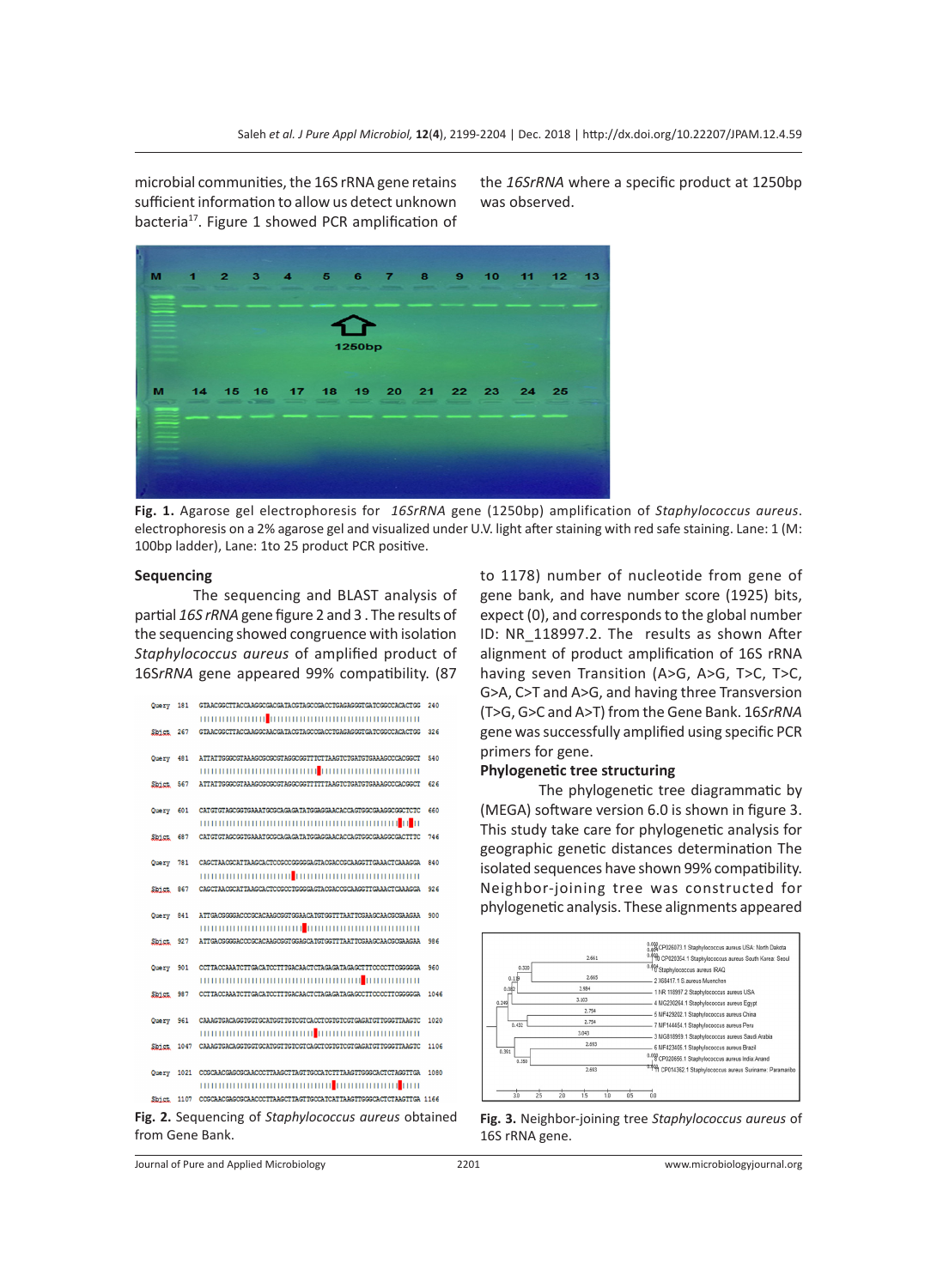microbial communities, the 16S rRNA gene retains sufficient information to allow us detect unknown bacteria[17]. Figure 1 showed PCR amplification of the *16SrRNA* where a specific product at 1250bp was observed.

**Fig. 1.** Agarose gel electrophoresis for *16SrRNA* gene (1250bp) amplification of *Staphylococcus aureus*. electrophoresis on a 2% agarose gel and visualized under U.V. light after staining with red safe staining. Lane: 1 (M: 100bp ladder), Lane: 1to 25 product PCR positive.

### Sequencing

The sequencing and BLAST analysis of partial *16S rRNA* gene figure 2 and 3 . The results of the sequencing showed congruence with isolation *Staphylococcus aureus* of amplified product of 16S*rRNA* gene appeared 99% compatibility. (87 to 1178) number of nucleotide from gene of gene bank, and have number score (1925) bits, expect (0), and corresponds to the global number ID: NR_118997.2. The results as shown After alignment of product amplification of 16S rRNA having seven Transition (A>G, A>G, T>C, T>C, G>A, C>T and A>G, and having three Transversion (T>G, G>C and A>T) from the Gene Bank. 16S*rRNA* gene was successfully amplified using specific PCR primers for gene.

**Fig. 2.** Sequencing of *Staphylococcus aureus* obtained from Gene Bank.

### Phylogenetic tree structuring

The phylogenetic tree diagrammatic by (MEGA) software version 6.0 is shown in figure 3. This study take care for phylogenetic analysis for geographic genetic distances determination The isolated sequences have shown 99% compatibility. Neighbor-joining tree was constructed for phylogenetic analysis. These alignments appeared

**Fig. 3.** Neighbor-joining tree *Staphylococcus aureus* of 16S rRNA gene.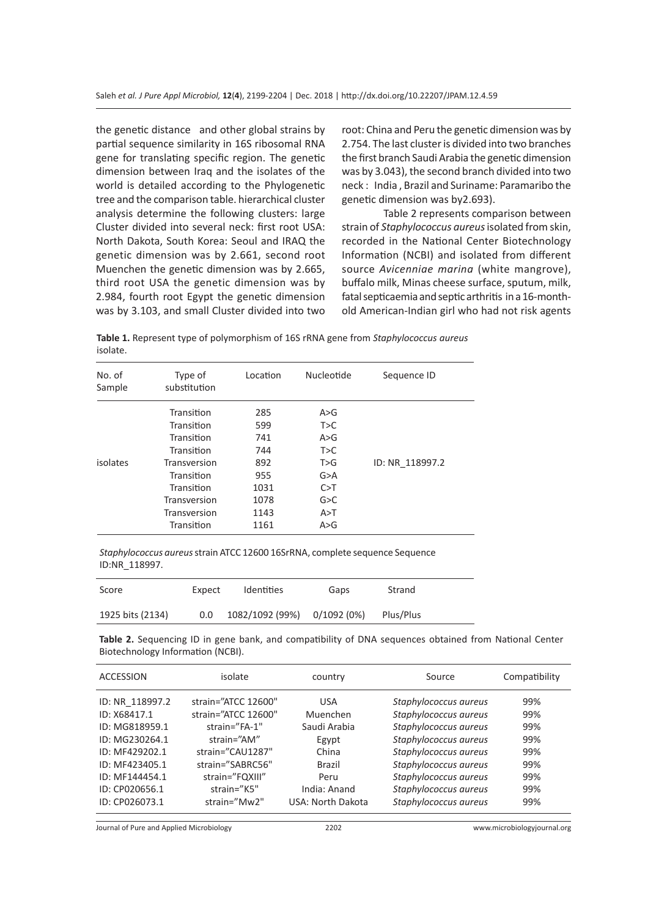the genetic distance and other global strains by partial sequence similarity in 16S ribosomal RNA gene for translating specific region. The genetic dimension between Iraq and the isolates of the world is detailed according to the Phylogenetic tree and the comparison table. hierarchical cluster analysis determine the following clusters: large Cluster divided into several neck: first root USA: North Dakota, South Korea: Seoul and IRAQ the genetic dimension was by 2.661, second root Muenchen the genetic dimension was by 2.665, third root USA the genetic dimension was by 2.984, fourth root Egypt the genetic dimension was by 3.103, and small Cluster divided into two root: China and Peru the genetic dimension was by 2.754. The last cluster is divided into two branches the first branch Saudi Arabia the genetic dimension was by 3.043), the second branch divided into two neck : India , Brazil and Suriname: Paramaribo the genetic dimension was by2.693).

Table 2 represents comparison between strain of *Staphylococcus aureus* isolated from skin, recorded in the National Center Biotechnology Information (NCBI) and isolated from different source *Avicenniae marina* (white mangrove), buffalo milk, Minas cheese surface, sputum, milk, fatal septicaemia and septic arthritis in a 16-month-old American-Indian girl who had not risk agents

**Table 1.** Represent type of polymorphism of 16S rRNA gene from *Staphylococcus aureus* isolate.

| No. of Sample | Type of substitution | Location | Nucleotide | Sequence ID |
|---|---|---|---|---|
| isolates | Transition | 285 | A>G | ID: NR_118997.2 |
| | Transition | 599 | T>C | |
| | Transition | 741 | A>G | |
| | Transition | 744 | T>C | |
| | Transversion | 892 | T>G | |
| | Transition | 955 | G>A | |
| | Transition | 1031 | C>T | |
| | Transversion | 1078 | G>C | |
| | Transversion | 1143 | A>T | |
| | Transition | 1161 | A>G | |

*Staphylococcus aureus* strain ATCC 12600 16SrRNA, complete sequence Sequence ID:NR_118997.

| Score | Expect | Identities | Gaps | Strand |
|---|---|---|---|---|
| 1925 bits (2134) | 0.0 | 1082/1092 (99%) | 0/1092 (0%) | Plus/Plus |

**Table 2.** Sequencing ID in gene bank, and compatibility of DNA sequences obtained from National Center Biotechnology Information (NCBI).

| ACCESSION | isolate | country | Source | Compatibility |
|---|---|---|---|---|
| ID: NR_118997.2 | strain="ATCC 12600" | USA | *Staphylococcus aureus* | 99% |
| ID: X68417.1 | strain="ATCC 12600" | Muenchen | *Staphylococcus aureus* | 99% |
| ID: MG818959.1 | strain="FA-1" | Saudi Arabia | *Staphylococcus aureus* | 99% |
| ID: MG230264.1 | strain="AM" | Egypt | *Staphylococcus aureus* | 99% |
| ID: MF429202.1 | strain="CAU1287" | China | *Staphylococcus aureus* | 99% |
| ID: MF423405.1 | strain="SABRC56" | Brazil | *Staphylococcus aureus* | 99% |
| ID: MF144454.1 | strain="FQXIII" | Peru | *Staphylococcus aureus* | 99% |
| ID: CP020656.1 | strain="K5" | India: Anand | *Staphylococcus aureus* | 99% |
| ID: CP026073.1 | strain="Mw2" | USA: North Dakota | *Staphylococcus aureus* | 99% |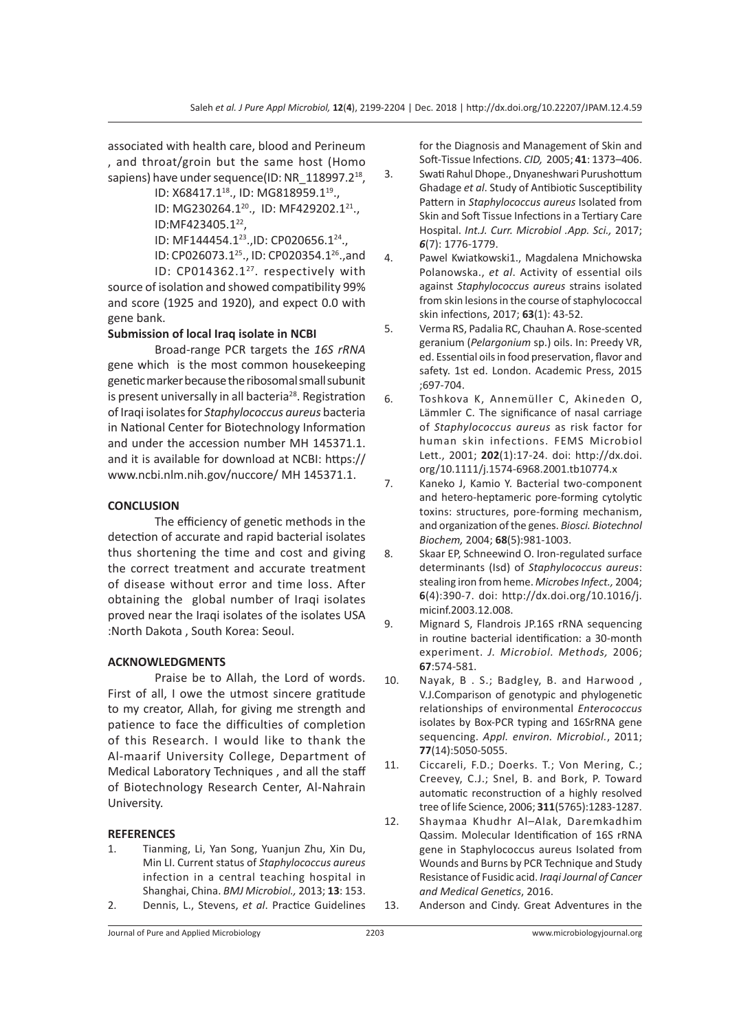associated with health care, blood and Perineum , and throat/groin but the same host (Homo sapiens) have under sequence(ID: NR_118997.2[18], ID: X68417.1[18]., ID: MG818959.1[19]., ID: MG230264.1[20]., ID: MF429202.1[21]., ID:MF423405.1[22], ID: MF144454.1[23].,ID: CP020656.1[24]., ID: CP026073.1[25]., ID: CP020354.1[26].,and ID: CP014362.1[27]. respectively with source of isolation and showed compatibility 99% and score (1925 and 1920), and expect 0.0 with gene bank.

**Submission of local Iraq isolate in NCBI**

Broad-range PCR targets the *16S rRNA* gene which is the most common housekeeping genetic marker because the ribosomal small subunit is present universally in all bacteria[28]. Registration of Iraqi isolates for *Staphylococcus aureus* bacteria in National Center for Biotechnology Information and under the accession number MH 145371.1. and it is available for download at NCBI: https://www.ncbi.nlm.nih.gov/nuccore/ MH 145371.1.

## CONCLUSION

The efficiency of genetic methods in the detection of accurate and rapid bacterial isolates thus shortening the time and cost and giving the correct treatment and accurate treatment of disease without error and time loss. After obtaining the global number of Iraqi isolates proved near the Iraqi isolates of the isolates USA :North Dakota , South Korea: Seoul.

## ACKNOWLEDGMENTS

Praise be to Allah, the Lord of words. First of all, I owe the utmost sincere gratitude to my creator, Allah, for giving me strength and patience to face the difficulties of completion of this Research. I would like to thank the Al-maarif University College, Department of Medical Laboratory Techniques , and all the staff of Biotechnology Research Center, Al-Nahrain University.

## REFERENCES

1. Tianming, Li, Yan Song, Yuanjun Zhu, Xin Du, Min LI. Current status of *Staphylococcus aureus* infection in a central teaching hospital in Shanghai, China. *BMJ Microbiol.,* 2013; **13**: 153.
2. Dennis, L., Stevens, *et al*. Practice Guidelines for the Diagnosis and Management of Skin and Soft-Tissue Infections. *CID,* 2005; **41**: 1373–406.
3. Swati Rahul Dhope., Dnyaneshwari Purushottum Ghadage *et al*. Study of Antibiotic Susceptibility Pattern in *Staphylococcus aureus* Isolated from Skin and Soft Tissue Infections in a Tertiary Care Hospital. *Int.J. Curr. Microbiol .App. Sci.,* 2017; ***6***(7): 1776-1779.
4. Pawel Kwiatkowski1., Magdalena Mnichowska Polanowska., *et al*. Activity of essential oils against *Staphylococcus aureus* strains isolated from skin lesions in the course of staphylococcal skin infections, 2017; **63**(1): 43-52.
5. Verma RS, Padalia RC, Chauhan A. Rose-scented geranium (*Pelargonium* sp.) oils. In: Preedy VR, ed. Essential oils in food preservation, flavor and safety. 1st ed. London. Academic Press, 2015 ;697-704.
6. Toshkova K, Annemüller C, Akineden O, Lämmler C. The significance of nasal carriage of *Staphylococcus aureus* as risk factor for human skin infections. FEMS Microbiol Lett., 2001; **202**(1):17-24. doi: http://dx.doi.org/10.1111/j.1574-6968.2001.tb10774.x
7. Kaneko J, Kamio Y. Bacterial two-component and hetero-heptameric pore-forming cytolytic toxins: structures, pore-forming mechanism, and organization of the genes. *Biosci. Biotechnol Biochem,* 2004; **68**(5):981-1003.
8. Skaar EP, Schneewind O. Iron-regulated surface determinants (Isd) of *Staphylococcus aureus*: stealing iron from heme. *Microbes Infect.,* 2004; **6**(4):390-7. doi: http://dx.doi.org/10.1016/j.micinf.2003.12.008.
9. Mignard S, Flandrois JP.16S rRNA sequencing in routine bacterial identification: a 30-month experiment. *J. Microbiol. Methods,* 2006; **67**:574-581.
10. Nayak, B . S.; Badgley, B. and Harwood , V.J.Comparison of genotypic and phylogenetic relationships of environmental *Enterococcus* isolates by Box-PCR typing and 16SrRNA gene sequencing. *Appl. environ. Microbiol.*, 2011; **77**(14):5050-5055.
11. Ciccareli, F.D.; Doerks. T.; Von Mering, C.; Creevey, C.J.; Snel, B. and Bork, P. Toward automatic reconstruction of a highly resolved tree of life Science, 2006; **311**(5765):1283-1287.
12. Shaymaa Khudhr Al–Alak, Daremkadhim Qassim. Molecular Identification of 16S rRNA gene in Staphylococcus aureus Isolated from Wounds and Burns by PCR Technique and Study Resistance of Fusidic acid. *Iraqi Journal of Cancer and Medical Genetics*, 2016.
13. Anderson and Cindy. Great Adventures in the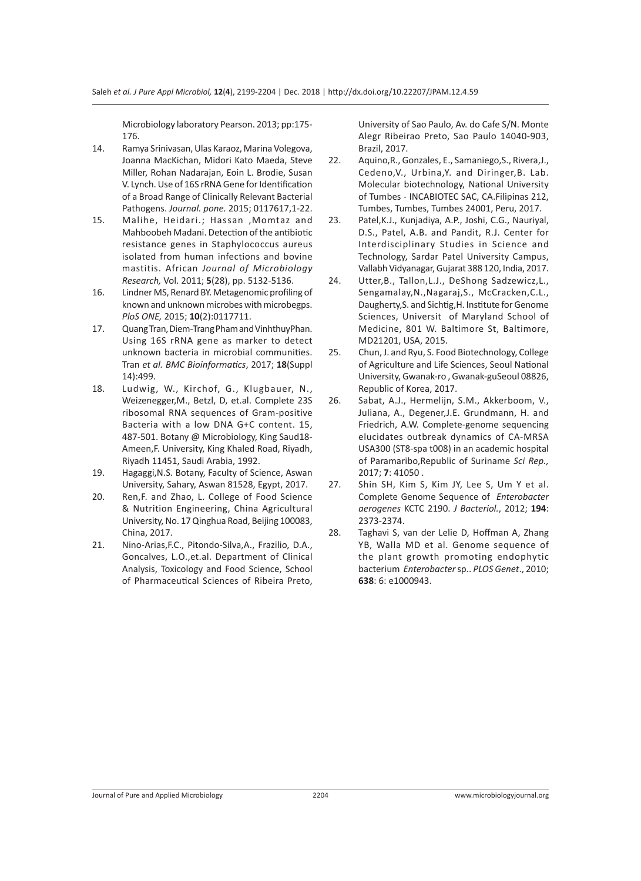Microbiology laboratory Pearson. 2013; pp:175-176.

14. Ramya Srinivasan, Ulas Karaoz, Marina Volegova, Joanna MacKichan, Midori Kato Maeda, Steve Miller, Rohan Nadarajan, Eoin L. Brodie, Susan V. Lynch. Use of 16S rRNA Gene for Identification of a Broad Range of Clinically Relevant Bacterial Pathogens. *Journal. pone.* 2015; 0117617,1-22.
15. Malihe, Heidari.; Hassan ,Momtaz and Mahboobeh Madani. Detection of the antibiotic resistance genes in Staphylococcus aureus isolated from human infections and bovine mastitis. African *Journal of Microbiology Research,* Vol. 2011; **5**(28), pp. 5132-5136.
16. Lindner MS, Renard BY. Metagenomic profiling of known and unknown microbes with microbegps. *PloS ONE,* 2015; **10**(2):0117711.
17. Quang Tran, Diem-Trang Pham and Vinhthuy Phan. Using 16S rRNA gene as marker to detect unknown bacteria in microbial communities. Tran *et al. BMC Bioinformatics*, 2017; **18**(Suppl 14):499.
18. Ludwig, W., Kirchof, G., Klugbauer, N., Weizenegger,M., Betzl, D, et.al. Complete 23S ribosomal RNA sequences of Gram-positive Bacteria with a low DNA G+C content. 15, 487-501. Botany @ Microbiology, King Saud18-Ameen,F. University, King Khaled Road, Riyadh, Riyadh 11451, Saudi Arabia, 1992.
19. Hagaggi,N.S. Botany, Faculty of Science, Aswan University, Sahary, Aswan 81528, Egypt, 2017.
20. Ren,F. and Zhao, L. College of Food Science & Nutrition Engineering, China Agricultural University, No. 17 Qinghua Road, Beijing 100083, China, 2017.
21. Nino-Arias,F.C., Pitondo-Silva,A., Frazilio, D.A., Goncalves, L.O.,et.al. Department of Clinical Analysis, Toxicology and Food Science, School of Pharmaceutical Sciences of Ribeira Preto, University of Sao Paulo, Av. do Cafe S/N. Monte Alegr Ribeirao Preto, Sao Paulo 14040-903, Brazil, 2017.
22. Aquino,R., Gonzales, E., Samaniego,S., Rivera,J., Cedeno,V., Urbina,Y. and Diringer,B. Lab. Molecular biotechnology, National University of Tumbes - INCABIOTEC SAC, CA.Filipinas 212, Tumbes, Tumbes, Tumbes 24001, Peru, 2017.
23. Patel,K.J., Kunjadiya, A.P., Joshi, C.G., Nauriyal, D.S., Patel, A.B. and Pandit, R.J. Center for Interdisciplinary Studies in Science and Technology, Sardar Patel University Campus, Vallabh Vidyanagar, Gujarat 388 120, India, 2017.
24. Utter,B., Tallon,L.J., DeShong Sadzewicz,L., Sengamalay,N.,Nagaraj,S., McCracken,C.L., Daugherty,S. and Sichtig,H. Institute for Genome Sciences, Universit of Maryland School of Medicine, 801 W. Baltimore St, Baltimore, MD21201, USA, 2015.
25. Chun, J. and Ryu, S. Food Biotechnology, College of Agriculture and Life Sciences, Seoul National University, Gwanak-ro , Gwanak-guSeoul 08826, Republic of Korea, 2017.
26. Sabat, A.J., Hermelijn, S.M., Akkerboom, V., Juliana, A., Degener,J.E. Grundmann, H. and Friedrich, A.W. Complete-genome sequencing elucidates outbreak dynamics of CA-MRSA USA300 (ST8-spa t008) in an academic hospital of Paramaribo,Republic of Suriname *Sci Rep.,* 2017; **7**: 41050 .
27. Shin SH, Kim S, Kim JY, Lee S, Um Y et al. Complete Genome Sequence of *Enterobacter aerogenes* KCTC 2190. *J Bacteriol.*, 2012; **194**: 2373-2374.
28. Taghavi S, van der Lelie D, Hoffman A, Zhang YB, Walla MD et al. Genome sequence of the plant growth promoting endophytic bacterium *Enterobacter* sp.. *PLOS Genet*., 2010; **638**: 6: e1000943.